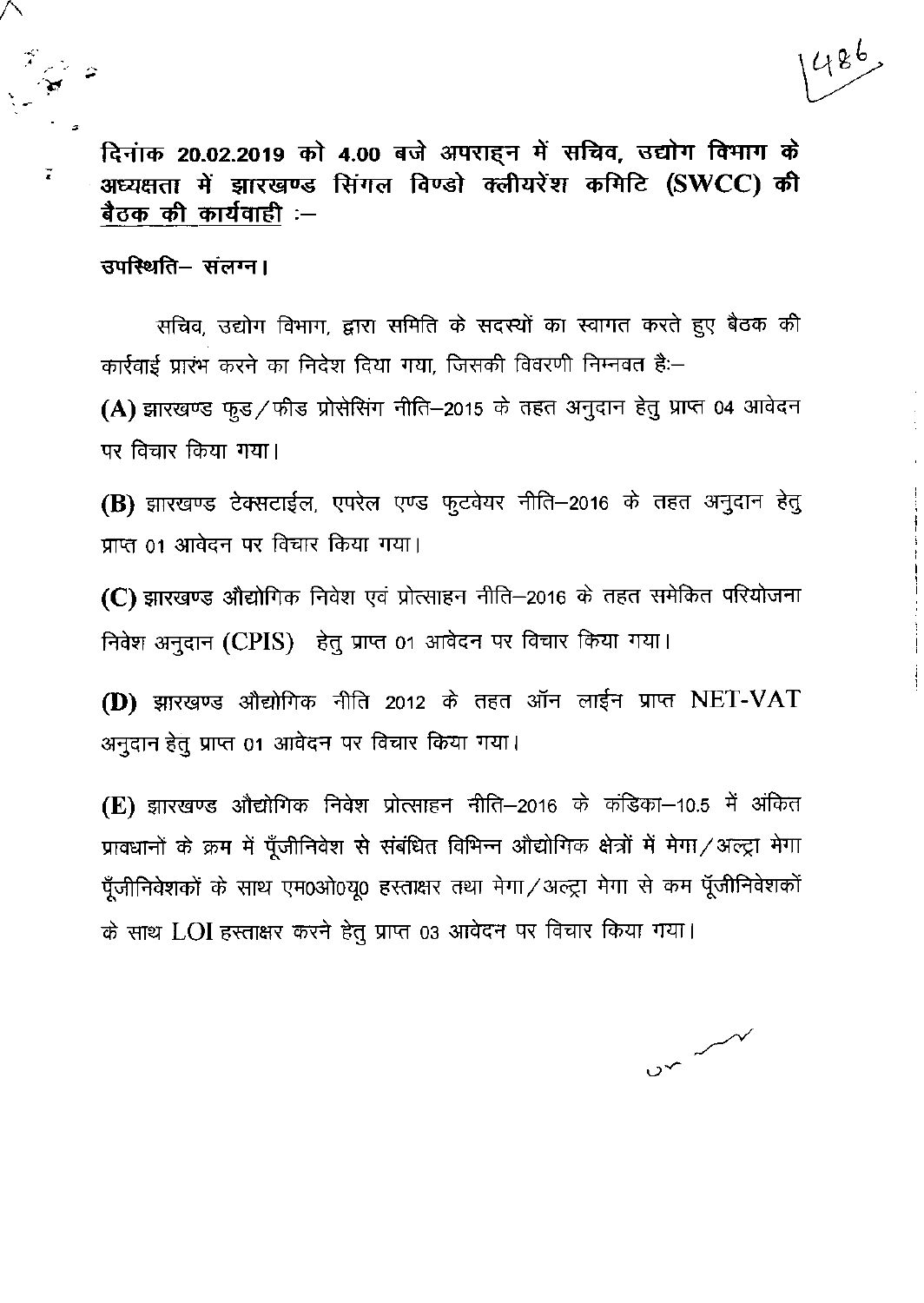**दिनांक 20.02.2019 को 4.00 बजे अपराह्न में सचिव, उद्योग विभाग के अध्यक्षता में झारखण्ड सिंगल विण्डो क्लीयरेंश कमिटि (SWCC) की <u>बैठक की कार्यवाही</u> :–**

**उपस्थिति– संलग्न।**

सचिव, उद्योग विभाग, द्वारा समिति के सदस्यों का स्वागत करते हुए बैठक की कार्रवाई प्रारंभ करने का निदेश दिया गया, जिसकी विवरणी निम्नवत हैः–

**(A)** झारखण्ड फुड/फीड प्रोसेसिंग नीति–2015 के तहत अनुदान हेतु प्राप्त 04 आवेदन पर विचार किया गया।

**(B)** झारखण्ड टेक्सटाईल, एपरेल एण्ड फुटवेयर नीति–2016 के तहत अनुदान हेतु प्राप्त 01 आवेदन पर विचार किया गया।

**(C)** झारखण्ड औद्योगिक निवेश एवं प्रोत्साहन नीति–2016 के तहत समेकित परियोजना निवेश अनुदान (CPIS) हेतु प्राप्त 01 आवेदन पर विचार किया गया।

**(D)** झारखण्ड औद्योगिक नीति 2012 के तहत ऑन लाईन प्राप्त NET-VAT अनुदान हेतु प्राप्त 01 आवेदन पर विचार किया गया।

**(E)** झारखण्ड औद्योगिक निवेश प्रोत्साहन नीति–2016 के कंडिका–10.5 में अंकित प्रावधानों के क्रम में पूँजीनिवेश से संबंधित विभिन्न औद्योगिक क्षेत्रों में मेगा/अल्ट्रा मेगा पूँजीनिवेशकों के साथ एम0ओ0यू0 हस्ताक्षर तथा मेगा/अल्ट्रा मेगा से कम पूँजीनिवेशकों के साथ LOI हस्ताक्षर करने हेतु प्राप्त 03 आवेदन पर विचार किया गया।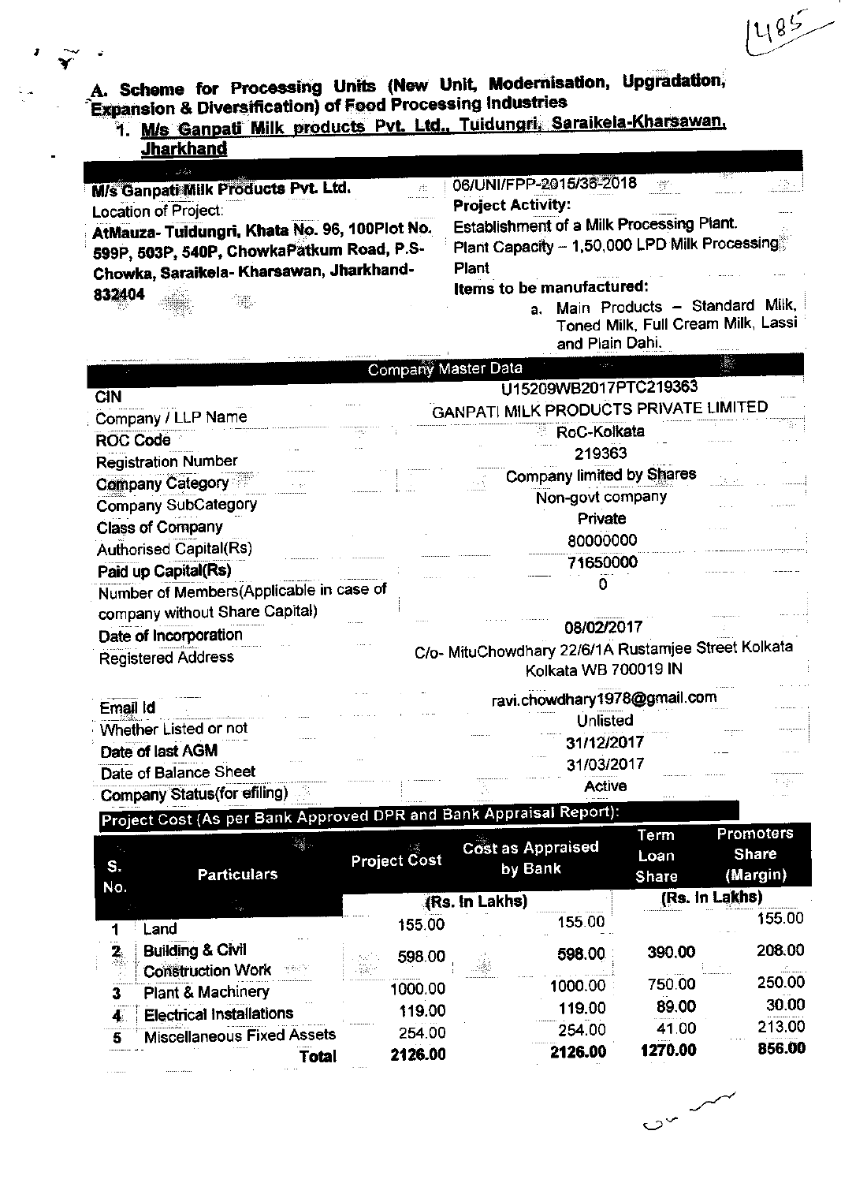## A. Scheme for Processing Units (New Unit, Modernisation, Upgradation, Expansion & Diversification) of Food Processing Industries

### 1. M/s Ganpati Milk products Pvt. Ltd., Tuidungri, Saraikela-Kharsawan, Jharkhand

| | |
|---|---|
| **M/s Ganpati Milk Products Pvt. Ltd.**<br>Location of Project:<br>**AtMauza- Tuidungri, Khata No. 96, 100Plot No. 599P, 503P, 540P, ChowkaPatkum Road, P.S- Chowka, Saraikela- Kharsawan, Jharkhand- 832404** | 06/UNI/FPP-2015/36-2018<br>**Project Activity:**<br>Establishment of a Milk Processing Plant.<br>Plant Capacity – 1,50,000 LPD Milk Processing Plant<br>**Items to be manufactured:**<br>a. Main Products – Standard Milk, Toned Milk, Full Cream Milk, Lassi and Plain Dahi. |

**Company Master Data**

| | |
|---|---|
| CIN | U15209WB2017PTC219363 |
| Company / LLP Name | GANPATI MILK PRODUCTS PRIVATE LIMITED |
| ROC Code | RoC-Kolkata |
| Registration Number | 219363 |
| Company Category | Company limited by Shares |
| Company SubCategory | Non-govt company |
| Class of Company | Private |
| Authorised Capital(Rs) | 80000000 |
| Paid up Capital(Rs) | 71650000 |
| Number of Members(Applicable in case of company without Share Capital) | 0 |
| Date of Incorporation | 08/02/2017 |
| Registered Address | C/o- MituChowdhary 22/6/1A Rustamjee Street Kolkata Kolkata WB 700019 IN |
| Email Id | ravi.chowdhary1978@gmail.com |
| Whether Listed or not | Unlisted |
| Date of last AGM | 31/12/2017 |
| Date of Balance Sheet | 31/03/2017 |
| Company Status(for efiling) | Active |

**Project Cost (As per Bank Approved DPR and Bank Appraisal Report):**

| S. No. | Particulars | Project Cost | Cost as Appraised by Bank | Term Loan Share | Promoters Share (Margin) |
|---|---|---|---|---|---|
| | | (Rs. In Lakhs) | | (Rs. In Lakhs) | |
| 1 | Land | 155.00 | 155.00 | | 155.00 |
| 2 | Building & Civil Construction Work | 598.00 | 598.00 | 390.00 | 208.00 |
| 3 | Plant & Machinery | 1000.00 | 1000.00 | 750.00 | 250.00 |
| 4 | Electrical Installations | 119.00 | 119.00 | 89.00 | 30.00 |
| 5 | Miscellaneous Fixed Assets | 254.00 | 254.00 | 41.00 | 213.00 |
| | **Total** | **2126.00** | **2126.00** | **1270.00** | **856.00** |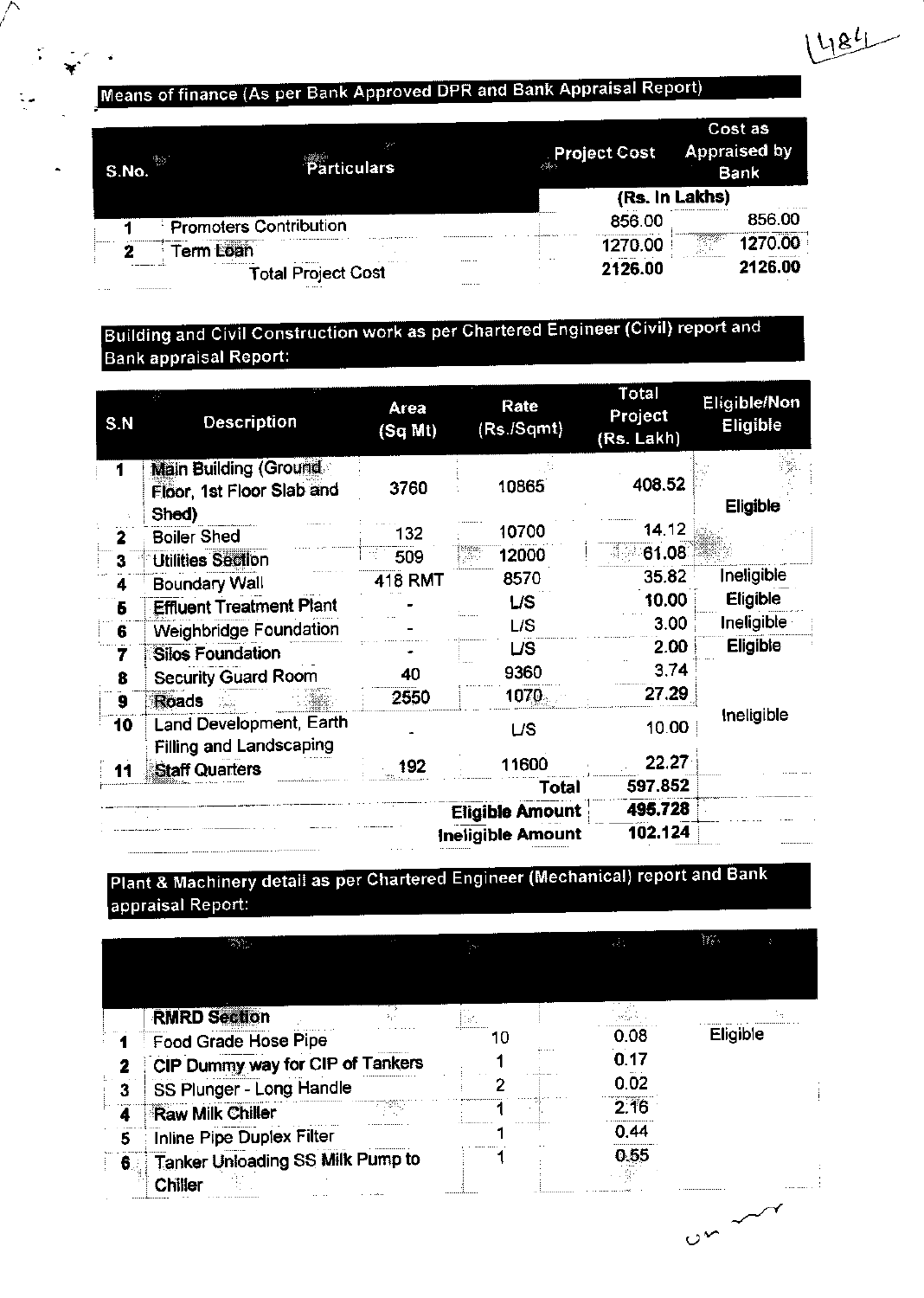## Means of finance (As per Bank Approved DPR and Bank Appraisal Report)

| S.No. | Particulars | Project Cost | Cost as Appraised by Bank |
|---|---|---|---|
| | | (Rs. In Lakhs) | |
| 1 | Promoters Contribution | 856.00 | 856.00 |
| 2 | Term Loan | 1270.00 | 1270.00 |
| | Total Project Cost | 2126.00 | 2126.00 |

## Building and Civil Construction work as per Chartered Engineer (Civil) report and Bank appraisal Report:

| S.N | Description | Area (Sq Mt) | Rate (Rs./Sqmt) | Total Project (Rs. Lakh) | Eligible/Non Eligible |
|---|---|---|---|---|---|
| 1 | Main Building (Ground Floor, 1st Floor Slab and Shed) | 3760 | 10865 | 408.52 | Eligible |
| 2 | Boiler Shed | 132 | 10700 | 14.12 | |
| 3 | Utilities Section | 509 | 12000 | 61.08 | |
| 4 | Boundary Wall | 418 RMT | 8570 | 35.82 | Ineligible |
| 5 | Effluent Treatment Plant | - | L/S | 10.00 | Eligible |
| 6 | Weighbridge Foundation | - | L/S | 3.00 | Ineligible |
| 7 | Silos Foundation | - | L/S | 2.00 | Eligible |
| 8 | Security Guard Room | 40 | 9360 | 3.74 | Ineligible |
| 9 | Roads | 2550 | 1070 | 27.29 | |
| 10 | Land Development, Earth Filling and Landscaping | - | L/S | 10.00 | |
| 11 | Staff Quarters | 192 | 11600 | 22.27 | |
| | | | Total | 597.852 | |
| | | | Eligible Amount | 495.728 | |
| | | | Ineligible Amount | 102.124 | |

## Plant & Machinery detail as per Chartered Engineer (Mechanical) report and Bank appraisal Report:

| | | | | |
|---|---|---|---|---|
| | **RMRD Section** | | | |
| 1 | Food Grade Hose Pipe | 10 | 0.08 | Eligible |
| 2 | CIP Dummy way for CIP of Tankers | 1 | 0.17 | |
| 3 | SS Plunger - Long Handle | 2 | 0.02 | |
| 4 | Raw Milk Chiller | 1 | 2.16 | |
| 5 | Inline Pipe Duplex Filter | 1 | 0.44 | |
| 6 | Tanker Unloading SS Milk Pump to Chiller | 1 | 0.55 | |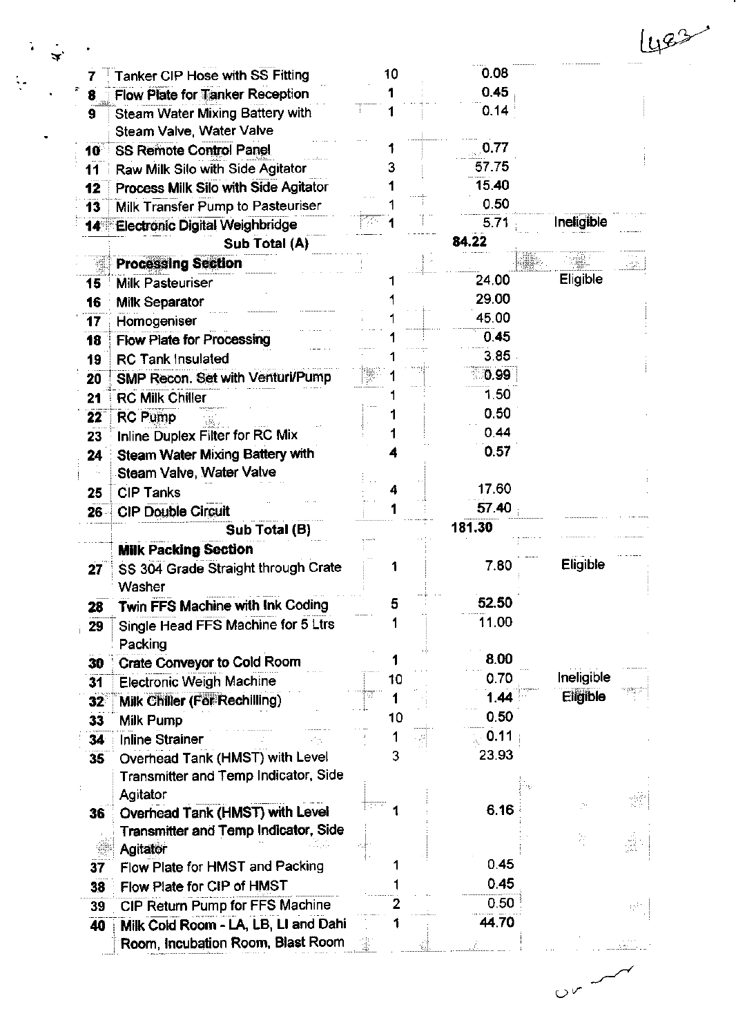| | | | | |
|---|---|---|---|---|
| 7 | Tanker CIP Hose with SS Fitting | 10 | 0.08 | |
| 8 | Flow Plate for Tanker Reception | 1 | 0.45 | |
| 9 | Steam Water Mixing Battery with Steam Valve, Water Valve | 1 | 0.14 | |
| 10 | SS Remote Control Panel | 1 | 0.77 | |
| 11 | Raw Milk Silo with Side Agitator | 3 | 57.75 | |
| 12 | Process Milk Silo with Side Agitator | 1 | 15.40 | |
| 13 | Milk Transfer Pump to Pasteuriser | 1 | 0.50 | |
| 14 | Electronic Digital Weighbridge | 1 | 5.71 | Ineligible |
| | **Sub Total (A)** | | **84.22** | |
| | **Processing Section** | | | |
| 15 | Milk Pasteuriser | 1 | 24.00 | Eligible |
| 16 | Milk Separator | 1 | 29.00 | |
| 17 | Homogeniser | 1 | 45.00 | |
| 18 | Flow Plate for Processing | 1 | 0.45 | |
| 19 | RC Tank Insulated | 1 | 3.85 | |
| 20 | SMP Recon. Set with Venturi/Pump | 1 | 0.99 | |
| 21 | RC Milk Chiller | 1 | 1.50 | |
| 22 | RC Pump | 1 | 0.50 | |
| 23 | Inline Duplex Filter for RC Mix | 1 | 0.44 | |
| 24 | Steam Water Mixing Battery with Steam Valve, Water Valve | 4 | 0.57 | |
| 25 | CIP Tanks | 4 | 17.60 | |
| 26 | CIP Double Circuit | 1 | 57.40 | |
| | **Sub Total (B)** | | **181.30** | |
| | **Milk Packing Section** | | | |
| 27 | SS 304 Grade Straight through Crate Washer | 1 | 7.80 | Eligible |
| 28 | Twin FFS Machine with Ink Coding | 5 | 52.50 | |
| 29 | Single Head FFS Machine for 5 Ltrs Packing | 1 | 11.00 | |
| 30 | Crate Conveyor to Cold Room | 1 | 8.00 | |
| 31 | Electronic Weigh Machine | 10 | 0.70 | Ineligible |
| 32 | Milk Chiller (For Rechilling) | 1 | 1.44 | Eligible |
| 33 | Milk Pump | 10 | 0.50 | |
| 34 | Inline Strainer | 1 | 0.11 | |
| 35 | Overhead Tank (HMST) with Level Transmitter and Temp Indicator, Side Agitator | 3 | 23.93 | |
| 36 | Overhead Tank (HMST) with Level Transmitter and Temp Indicator, Side Agitator | 1 | 6.16 | |
| 37 | Flow Plate for HMST and Packing | 1 | 0.45 | |
| 38 | Flow Plate for CIP of HMST | 1 | 0.45 | |
| 39 | CIP Return Pump for FFS Machine | 2 | 0.50 | |
| 40 | Milk Cold Room - LA, LB, LI and Dahi Room, Incubation Room, Blast Room | 1 | 44.70 | |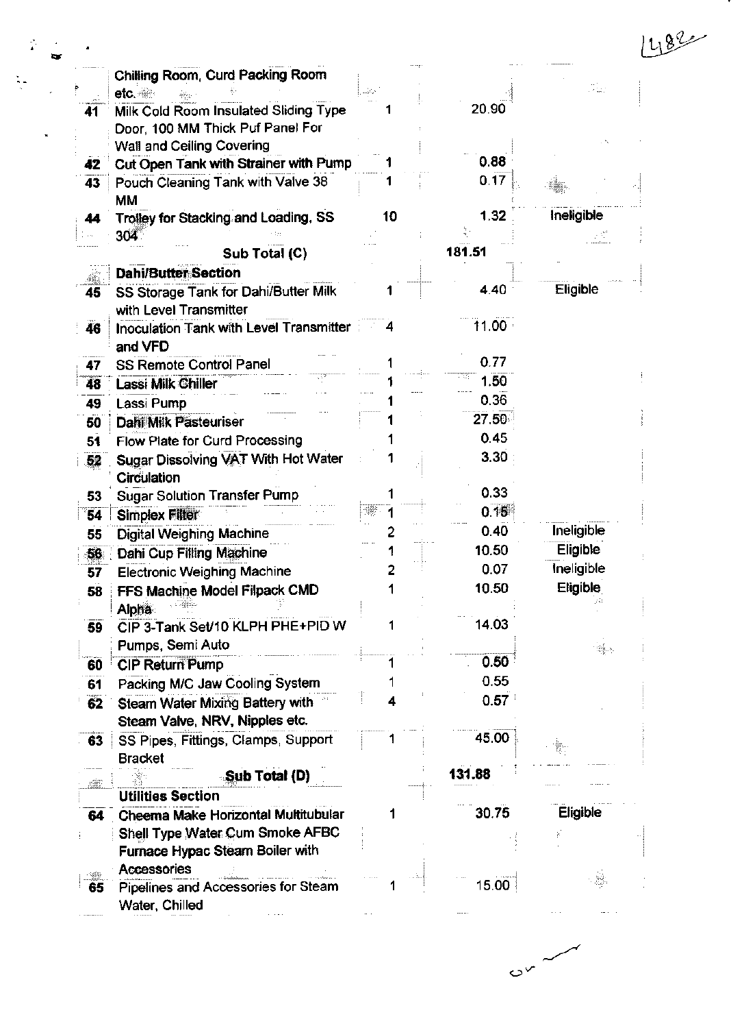|  |  |  |  |  |
|---|---|---|---|---|
|  | Chilling Room, Curd Packing Room etc. |  |  |  |
| 41 | Milk Cold Room Insulated Sliding Type Door, 100 MM Thick Puf Panel For Wall and Ceiling Covering | 1 | 20.90 |  |
| 42 | Cut Open Tank with Strainer with Pump | 1 | 0.88 |  |
| 43 | Pouch Cleaning Tank with Valve 38 MM | 1 | 0.17 |  |
| 44 | Trolley for Stacking and Loading, SS 304 | 10 | 1.32 | Ineligible |
|  | **Sub Total (C)** |  | **181.51** |  |
|  | **Dahi/Butter Section** |  |  |  |
| 45 | SS Storage Tank for Dahi/Butter Milk with Level Transmitter | 1 | 4.40 | Eligible |
| 46 | Inoculation Tank with Level Transmitter and VFD | 4 | 11.00 |  |
| 47 | SS Remote Control Panel | 1 | 0.77 |  |
| 48 | Lassi Milk Chiller | 1 | 1.50 |  |
| 49 | Lassi Pump | 1 | 0.36 |  |
| 50 | Dahi Milk Pasteuriser | 1 | 27.50 |  |
| 51 | Flow Plate for Curd Processing | 1 | 0.45 |  |
| 52 | Sugar Dissolving VAT With Hot Water Circulation | 1 | 3.30 |  |
| 53 | Sugar Solution Transfer Pump | 1 | 0.33 |  |
| 54 | Simplex Filter | 1 | 0.15 |  |
| 55 | Digital Weighing Machine | 2 | 0.40 | Ineligible |
| 56 | Dahi Cup Filling Machine | 1 | 10.50 | Eligible |
| 57 | Electronic Weighing Machine | 2 | 0.07 | Ineligible |
| 58 | FFS Machine Model Filpack CMD Alpha | 1 | 10.50 | Eligible |
| 59 | CIP 3-Tank Set/10 KLPH PHE+PID W Pumps, Semi Auto | 1 | 14.03 |  |
| 60 | CIP Return Pump | 1 | 0.50 |  |
| 61 | Packing M/C Jaw Cooling System | 1 | 0.55 |  |
| 62 | Steam Water Mixing Battery with Steam Valve, NRV, Nipples etc. | 4 | 0.57 |  |
| 63 | SS Pipes, Fittings, Clamps, Support Bracket | 1 | 45.00 |  |
|  | **Sub Total (D)** |  | **131.88** |  |
|  | **Utilities Section** |  |  |  |
| 64 | Cheema Make Horizontal Multitubular Shell Type Water Cum Smoke AFBC Furnace Hypac Steam Boiler with Accessories | 1 | 30.75 | Eligible |
| 65 | Pipelines and Accessories for Steam Water, Chilled | 1 | 15.00 |  |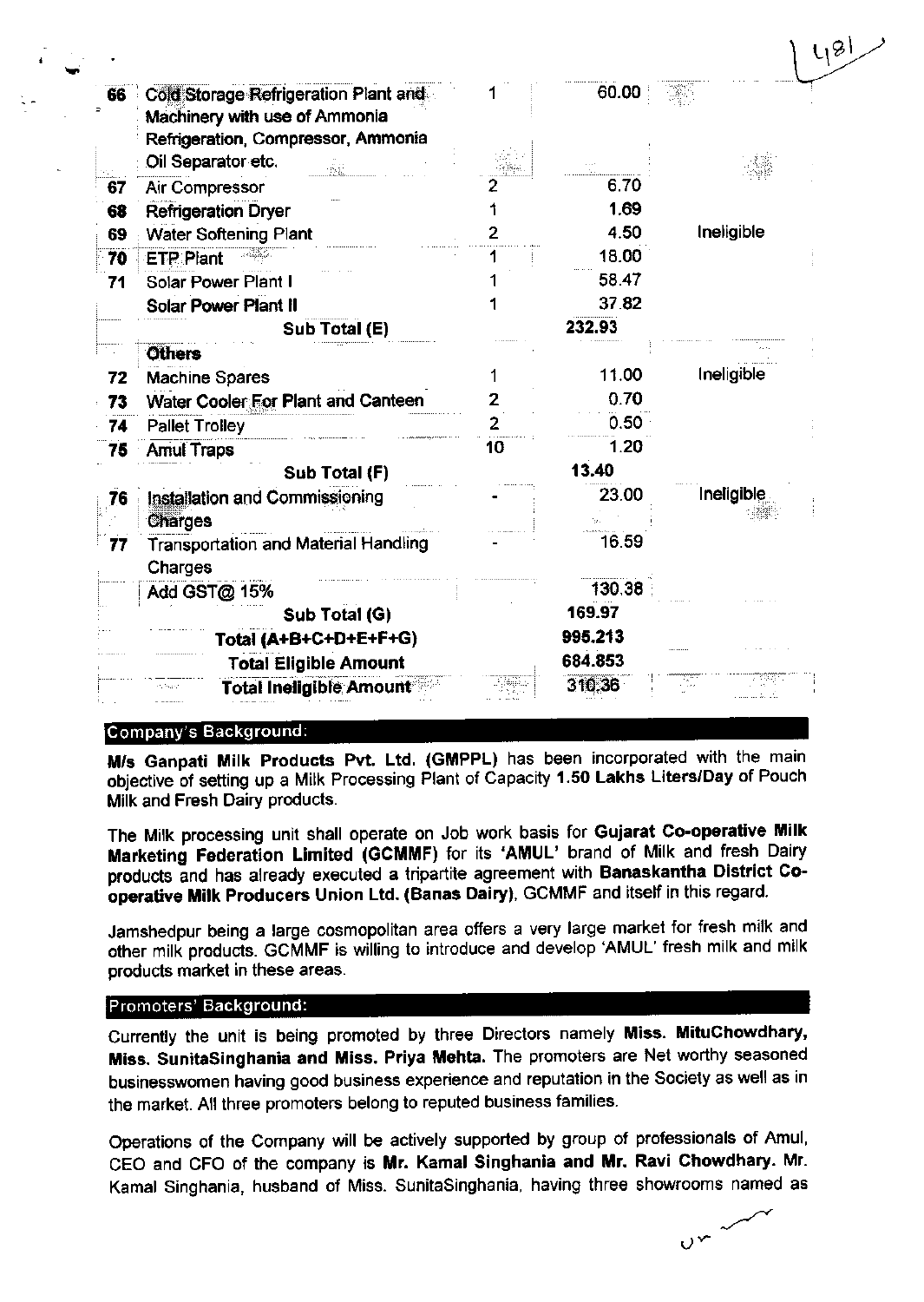| | | | | |
|---|---|---|---|---|
| 66 | Cold Storage Refrigeration Plant and Machinery with use of Ammonia Refrigeration, Compressor, Ammonia Oil Separator etc. | 1 | 60.00 | |
| 67 | Air Compressor | 2 | 6.70 | |
| 68 | Refrigeration Dryer | 1 | 1.69 | |
| 69 | Water Softening Plant | 2 | 4.50 | Ineligible |
| 70 | ETP Plant | 1 | 18.00 | |
| 71 | Solar Power Plant I | 1 | 58.47 | |
| | Solar Power Plant II | 1 | 37.82 | |
| | **Sub Total (E)** | | **232.93** | |
| | **Others** | | | |
| 72 | Machine Spares | 1 | 11.00 | Ineligible |
| 73 | Water Cooler For Plant and Canteen | 2 | 0.70 | |
| 74 | Pallet Trolley | 2 | 0.50 | |
| 75 | Amul Traps | 10 | 1.20 | |
| | **Sub Total (F)** | | **13.40** | |
| 76 | Installation and Commissioning Charges | - | 23.00 | Ineligible |
| 77 | Transportation and Material Handling Charges | - | 16.59 | |
| | Add GST@ 15% | | 130.38 | |
| | **Sub Total (G)** | | **169.97** | |
| | **Total (A+B+C+D+E+F+G)** | | **995.213** | |
| | **Total Eligible Amount** | | **684.853** | |
| | **Total Ineligible Amount** | | 310.36 | |

## Company's Background:

**M/s Ganpati Milk Products Pvt. Ltd. (GMPPL)** has been incorporated with the main objective of setting up a Milk Processing Plant of Capacity **1.50 Lakhs Liters/Day** of Pouch Milk and Fresh Dairy products.

The Milk processing unit shall operate on Job work basis for **Gujarat Co-operative Milk Marketing Federation Limited (GCMMF)** for its **'AMUL'** brand of Milk and fresh Dairy products and has already executed a tripartite agreement with **Banaskantha District Co-operative Milk Producers Union Ltd. (Banas Dairy)**, GCMMF and itself in this regard.

Jamshedpur being a large cosmopolitan area offers a very large market for fresh milk and other milk products. GCMMF is willing to introduce and develop 'AMUL' fresh milk and milk products market in these areas.

## Promoters' Background:

Currently the unit is being promoted by three Directors namely **Miss. MituChowdhary, Miss. SunitaSinghania and Miss. Priya Mehta.** The promoters are Net worthy seasoned businesswomen having good business experience and reputation in the Society as well as in the market. All three promoters belong to reputed business families.

Operations of the Company will be actively supported by group of professionals of Amul, CEO and CFO of the company is **Mr. Kamal Singhania and Mr. Ravi Chowdhary.** Mr. Kamal Singhania, husband of Miss. SunitaSinghania, having three showrooms named as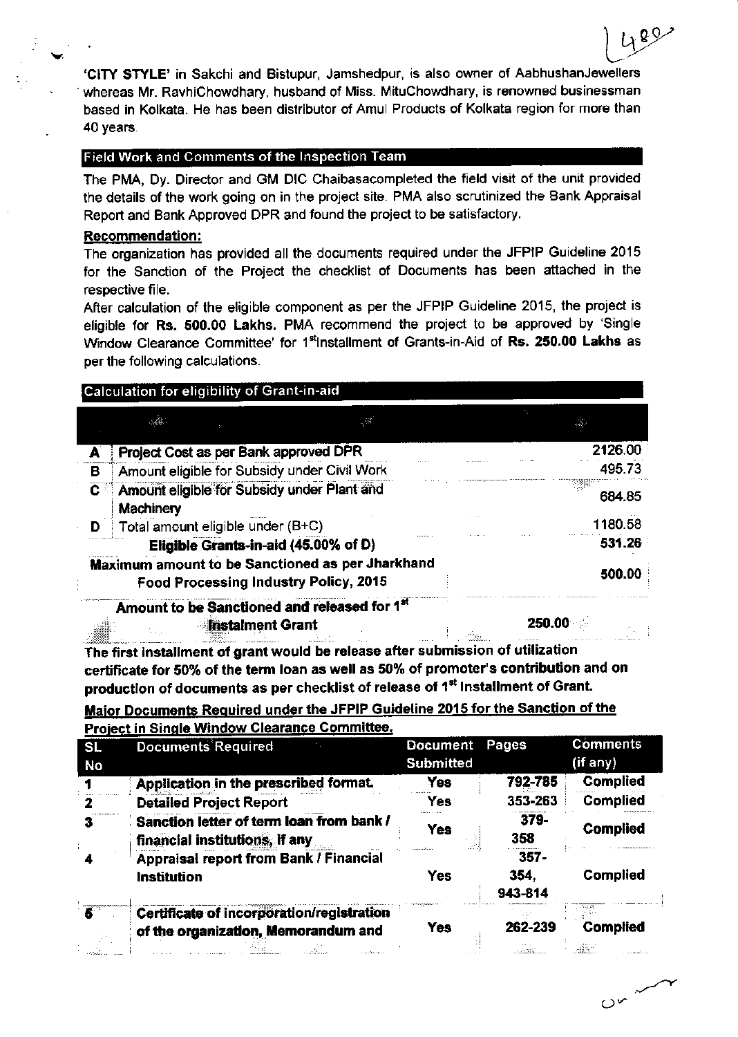'**CITY STYLE**' in Sakchi and Bistupur, Jamshedpur, is also owner of AabhushanJewellers whereas Mr. RavhiChowdhary, husband of Miss. MituChowdhary, is renowned businessman based in Kolkata. He has been distributor of Amul Products of Kolkata region for more than 40 years.

## Field Work and Comments of the Inspection Team

The PMA, Dy. Director and GM DIC Chaibasacompleted the field visit of the unit provided the details of the work going on in the project site. PMA also scrutinized the Bank Appraisal Report and Bank Approved DPR and found the project to be satisfactory.

**Recommendation:**

The organization has provided all the documents required under the JFPIP Guideline 2015 for the Sanction of the Project the checklist of Documents has been attached in the respective file.

After calculation of the eligible component as per the JFPIP Guideline 2015, the project is eligible for **Rs. 500.00 Lakhs.** PMA recommend the project to be approved by 'Single Window Clearance Committee' for 1st Installment of Grants-in-Aid of **Rs. 250.00 Lakhs** as per the following calculations.

## Calculation for eligibility of Grant-in-aid

| | | |
|---|---|---|
| **A** | **Project Cost as per Bank approved DPR** | 2126.00 |
| **B** | Amount eligible for Subsidy under Civil Work | 495.73 |
| **C** | **Amount eligible for Subsidy under Plant and Machinery** | 684.85 |
| **D** | Total amount eligible under (B+C) | 1180.58 |
| | **Eligible Grants-in-aid (45.00% of D)** | **531.26** |
| | **Maximum amount to be Sanctioned as per Jharkhand Food Processing Industry Policy, 2015** | **500.00** |
| | **Amount to be Sanctioned and released for 1st Instalment Grant** | **250.00** |

**The first installment of grant would be release after submission of utilization certificate for 50% of the term loan as well as 50% of promoter's contribution and on production of documents as per checklist of release of 1st Installment of Grant.**

**Major Documents Required under the JFPIP Guideline 2015 for the Sanction of the Project in Single Window Clearance Committee.**

| SL No | Documents Required | Document Submitted | Pages | Comments (if any) |
|---|---|---|---|---|
| 1 | **Application in the prescribed format.** | **Yes** | **792-785** | **Complied** |
| 2 | **Detailed Project Report** | **Yes** | **353-263** | **Complied** |
| 3 | **Sanction letter of term loan from bank / financial institutions, if any** | **Yes** | **379-358** | **Complied** |
| 4 | **Appraisal report from Bank / Financial Institution** | **Yes** | **357-354, 943-814** | **Complied** |
| 5 | **Certificate of incorporation/registration of the organization, Memorandum and** | **Yes** | **262-239** | **Complied** |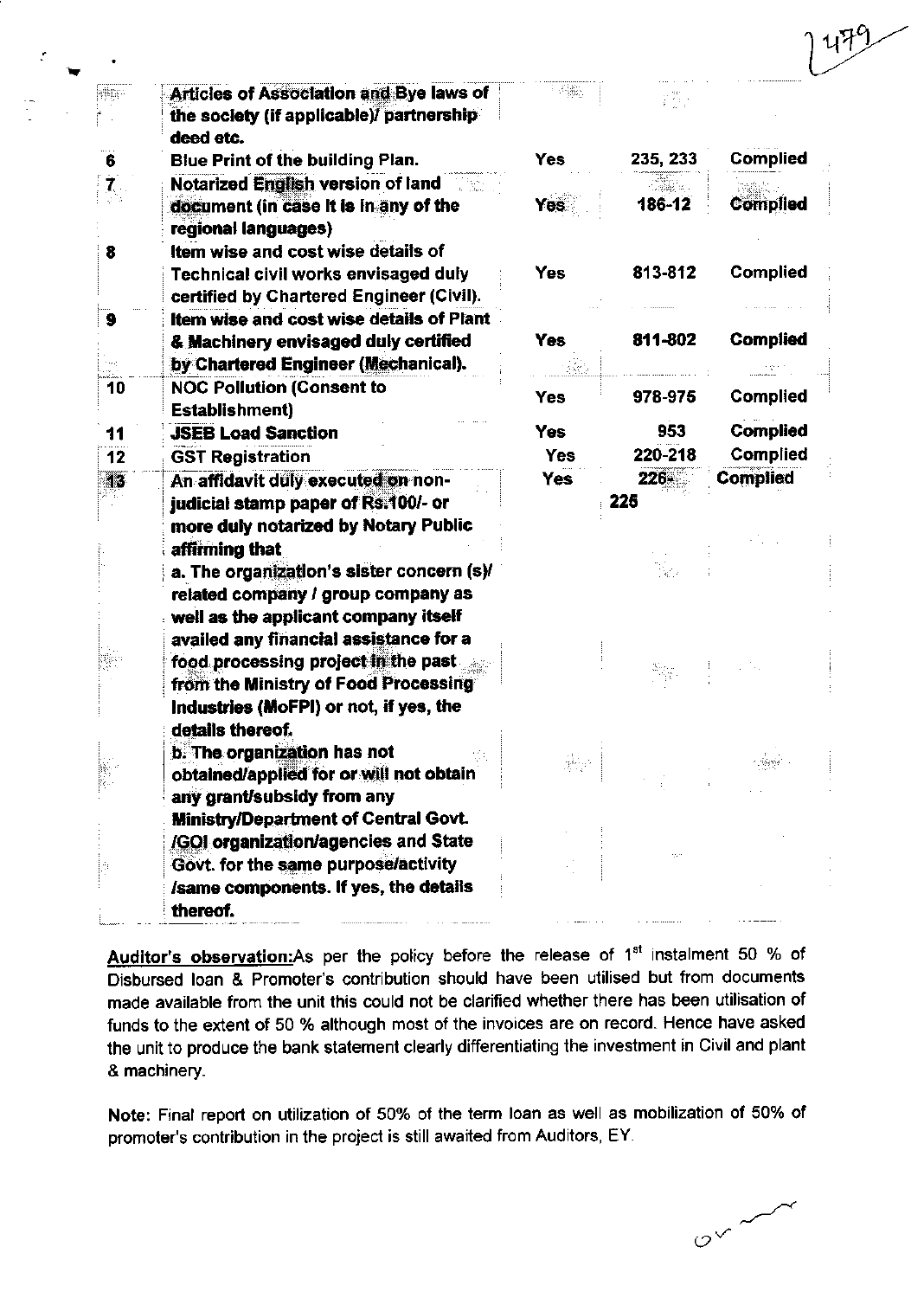|  | Articles of Association and Bye laws of the society (if applicable)/ partnership deed etc. |  |  |  |
|---|---|---|---|---|
| 6 | Blue Print of the building Plan. | Yes | 235, 233 | Complied |
| 7 | Notarized English version of land document (in case it is in any of the regional languages) | Yes | 186-12 | Complied |
| 8 | Item wise and cost wise details of Technical civil works envisaged duly certified by Chartered Engineer (Civil). | Yes | 813-812 | Complied |
| 9 | Item wise and cost wise details of Plant & Machinery envisaged duly certified by Chartered Engineer (Mechanical). | Yes | 811-802 | Complied |
| 10 | NOC Pollution (Consent to Establishment) | Yes | 978-975 | Complied |
| 11 | JSEB Load Sanction | Yes | 953 | Complied |
| 12 | GST Registration | Yes | 220-218 | Complied |
| 13 | An affidavit duly executed on non-judicial stamp paper of Rs.100/- or more duly notarized by Notary Public affirming that<br>a. The organization's sister concern (s)/ related company / group company as well as the applicant company itself availed any financial assistance for a food processing project in the past from the Ministry of Food Processing Industries (MoFPI) or not, if yes, the details thereof.<br>b. The organization has not obtained/applied for or will not obtain any grant/subsidy from any Ministry/Department of Central Govt. /GOI organization/agencies and State Govt. for the same purpose/activity /same components. If yes, the details thereof. | Yes | 226-225 | Complied |

**Auditor's observation:** As per the policy before the release of 1st instalment 50 % of Disbursed loan & Promoter's contribution should have been utilised but from documents made available from the unit this could not be clarified whether there has been utilisation of funds to the extent of 50 % although most of the invoices are on record. Hence have asked the unit to produce the bank statement clearly differentiating the investment in Civil and plant & machinery.

**Note:** Final report on utilization of 50% of the term loan as well as mobilization of 50% of promoter's contribution in the project is still awaited from Auditors, EY.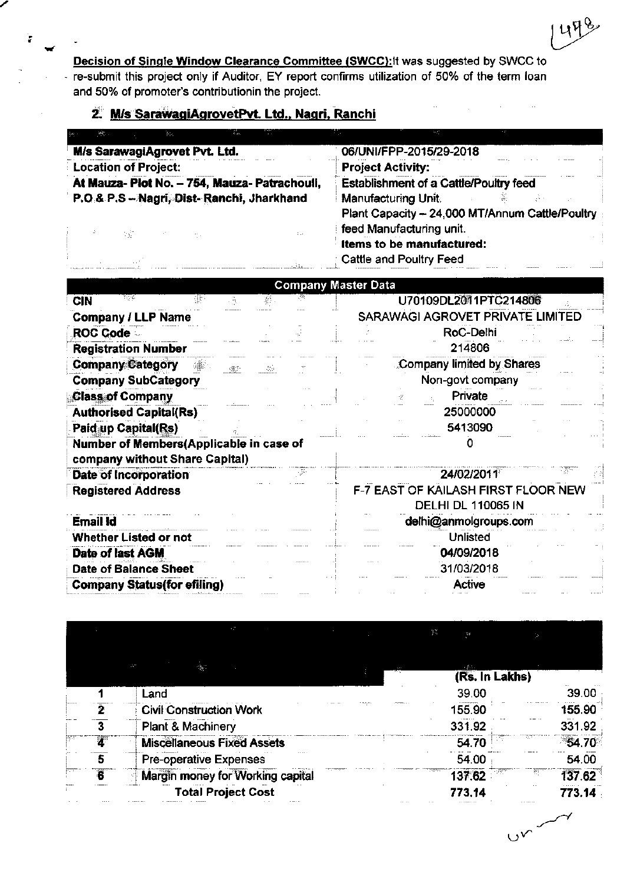**Decision of Single Window Clearance Committee (SWCC):** It was suggested by SWCC to re-submit this project only if Auditor, EY report confirms utilization of 50% of the term loan and 50% of promoter's contributionin the project.

## 2. M/s SarawagiAgrovetPvt. Ltd., Nagri, Ranchi

| | |
|---|---|
| **M/s SarawagiAgrovet Pvt. Ltd.** | 06/UNI/FPP-2015/29-2018 |
| **Location of Project:** | **Project Activity:** |
| **At Mauza- Plot No. – 754, Mauza- Patrachouli, P.O & P.S – Nagri, Dist- Ranchi, Jharkhand** | **Establishment of a Cattle/Poultry feed** Manufacturing Unit.<br>Plant Capacity – 24,000 MT/Annum Cattle/Poultry feed Manufacturing unit.<br>**Items to be manufactured:**<br>Cattle and Poultry Feed |

| Company Master Data | |
|---|---|
| **CIN** | U70109DL2011PTC214806 |
| **Company / LLP Name** | SARAWAGI AGROVET PRIVATE LIMITED |
| **ROC Code** | RoC-Delhi |
| **Registration Number** | 214806 |
| **Company Category** | Company limited by Shares |
| **Company SubCategory** | Non-govt company |
| **Class of Company** | Private |
| **Authorised Capital(Rs)** | 25000000 |
| **Paid up Capital(Rs)** | 5413090 |
| **Number of Members(Applicable in case of company without Share Capital)** | 0 |
| **Date of Incorporation** | 24/02/2011 |
| **Registered Address** | F-7 EAST OF KAILASH FIRST FLOOR NEW DELHI DL 110065 IN |
| **Email Id** | delhi@anmolgroups.com |
| **Whether Listed or not** | Unlisted |
| **Date of last AGM** | 04/09/2018 |
| **Date of Balance Sheet** | 31/03/2018 |
| **Company Status(for efiling)** | Active |

| | | (Rs. In Lakhs) | |
|---|---|---|---|
| 1 | Land | 39.00 | 39.00 |
| 2 | Civil Construction Work | 155.90 | 155.90 |
| 3 | Plant & Machinery | 331.92 | 331.92 |
| 4 | Miscellaneous Fixed Assets | 54.70 | 54.70 |
| 5 | Pre-operative Expenses | 54.00 | 54.00 |
| 6 | Margin money for Working capital | 137.62 | 137.62 |
| | **Total Project Cost** | **773.14** | **773.14** |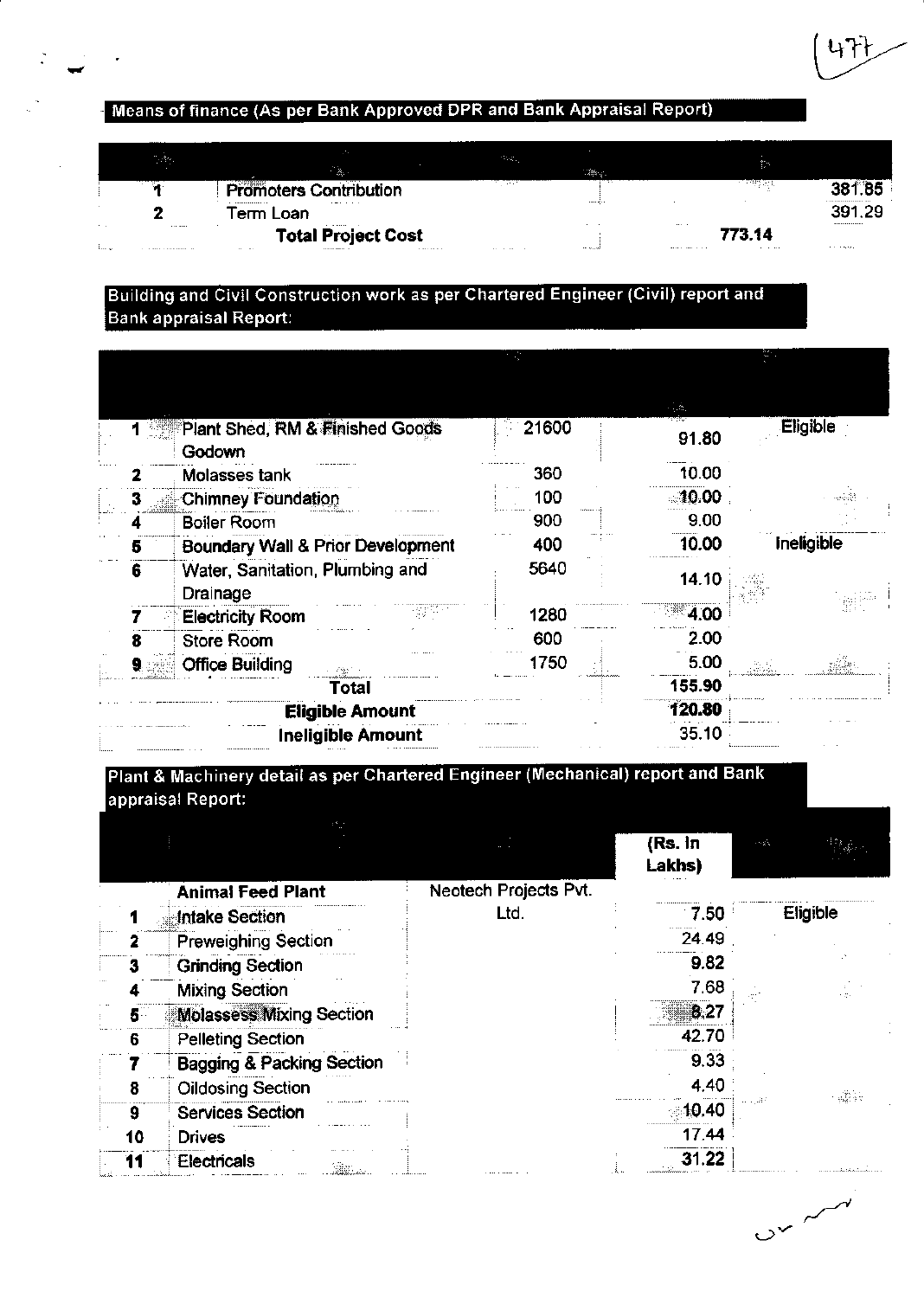## Means of finance (As per Bank Approved DPR and Bank Appraisal Report)

| | | | |
|---|---|---|---|
| 1 | Promoters Contribution | | 381.85 |
| 2 | Term Loan | | 391.29 |
| | **Total Project Cost** | **773.14** | |

## Building and Civil Construction work as per Chartered Engineer (Civil) report and Bank appraisal Report:

| | | | | |
|---|---|---|---|---|
| 1 | Plant Shed, RM & Finished Goods Godown | 21600 | 91.80 | Eligible |
| 2 | Molasses tank | 360 | 10.00 | |
| 3 | Chimney Foundation | 100 | 10.00 | |
| 4 | Boiler Room | 900 | 9.00 | |
| 5 | Boundary Wall & Prior Development | 400 | 10.00 | Ineligible |
| 6 | Water, Sanitation, Plumbing and Drainage | 5640 | 14.10 | |
| 7 | Electricity Room | 1280 | 4.00 | |
| 8 | Store Room | 600 | 2.00 | |
| 9 | Office Building | 1750 | 5.00 | |
| | **Total** | | **155.90** | |
| | **Eligible Amount** | | **120.80** | |
| | **Ineligible Amount** | | 35.10 | |

## Plant & Machinery detail as per Chartered Engineer (Mechanical) report and Bank appraisal Report:

| | | | (Rs. In Lakhs) | |
|---|---|---|---|---|
| | **Animal Feed Plant** | Neotech Projects Pvt. Ltd. | | |
| 1 | Intake Section | | 7.50 | Eligible |
| 2 | Preweighing Section | | 24.49 | |
| 3 | Grinding Section | | 9.82 | |
| 4 | Mixing Section | | 7.68 | |
| 5 | Molassess Mixing Section | | 8.27 | |
| 6 | Pelleting Section | | 42.70 | |
| 7 | Bagging & Packing Section | | 9.33 | |
| 8 | Oildosing Section | | 4.40 | |
| 9 | Services Section | | 10.40 | |
| 10 | Drives | | 17.44 | |
| 11 | Electricals | | 31.22 | |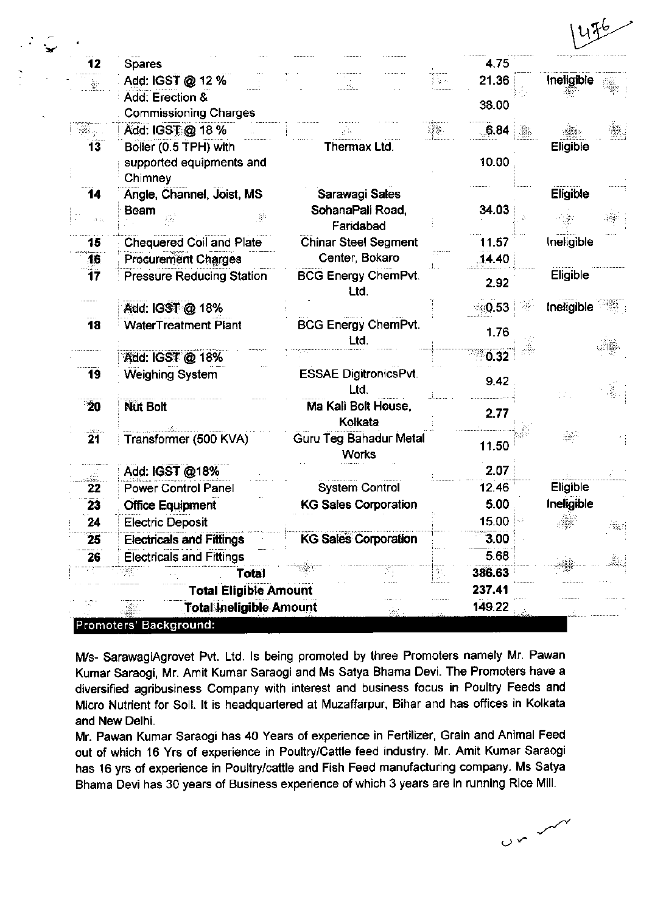| | | | | |
|---|---|---|---|---|
| 12 | Spares | | 4.75 | |
| | Add: IGST @ 12 % | | 21.36 | Ineligible |
| | Add: Erection & Commissioning Charges | | 38.00 | |
| | Add: IGST @ 18 % | | 6.84 | |
| 13 | Boiler (0.5 TPH) with supported equipments and Chimney | Thermax Ltd. | 10.00 | Eligible |
| 14 | Angle, Channel, Joist, MS Beam | Sarawagi Sales SohanaPali Road, Faridabad | 34.03 | Eligible |
| 15 | Chequered Coil and Plate | Chinar Steel Segment Center, Bokaro | 11.57 | Ineligible |
| 16 | Procurement Charges | | 14.40 | |
| 17 | Pressure Reducing Station | BCG Energy ChemPvt. Ltd. | 2.92 | Eligible |
| | Add: IGST @ 18% | | 0.53 | Ineligible |
| 18 | WaterTreatment Plant | BCG Energy ChemPvt. Ltd. | 1.76 | |
| | Add: IGST @ 18% | | 0.32 | |
| 19 | Weighing System | ESSAE DigitronicsPvt. Ltd. | 9.42 | |
| 20 | Nut Bolt | Ma Kali Bolt House, Kolkata | 2.77 | |
| 21 | Transformer (500 KVA) | Guru Teg Bahadur Metal Works | 11.50 | |
| | Add: IGST @18% | | 2.07 | |
| 22 | Power Control Panel | System Control | 12.46 | Eligible |
| 23 | Office Equipment | KG Sales Corporation | 5.00 | Ineligible |
| 24 | Electric Deposit | | 15.00 | |
| 25 | Electricals and Fittings | KG Sales Corporation | 3.00 | |
| 26 | Electricals and Fittings | | 5.68 | |
| | **Total** | | **386.63** | |
| | **Total Eligible Amount** | | **237.41** | |
| | **Total Ineligible Amount** | | **149.22** | |

## Promoters' Background:

M/s- SarawagiAgrovet Pvt. Ltd. Is being promoted by three Promoters namely Mr. Pawan Kumar Saraogi, Mr. Amit Kumar Saraogi and Ms Satya Bhama Devi. The Promoters have a diversified agribusiness Company with interest and business focus in Poultry Feeds and Micro Nutrient for Soil. It is headquartered at Muzaffarpur, Bihar and has offices in Kolkata and New Delhi.

Mr. Pawan Kumar Saraogi has 40 Years of experience in Fertilizer, Grain and Animal Feed out of which 16 Yrs of experience in Poultry/Cattle feed industry. Mr. Amit Kumar Saraogi has 16 yrs of experience in Poultry/cattle and Fish Feed manufacturing company. Ms Satya Bhama Devi has 30 years of Business experience of which 3 years are in running Rice Mill.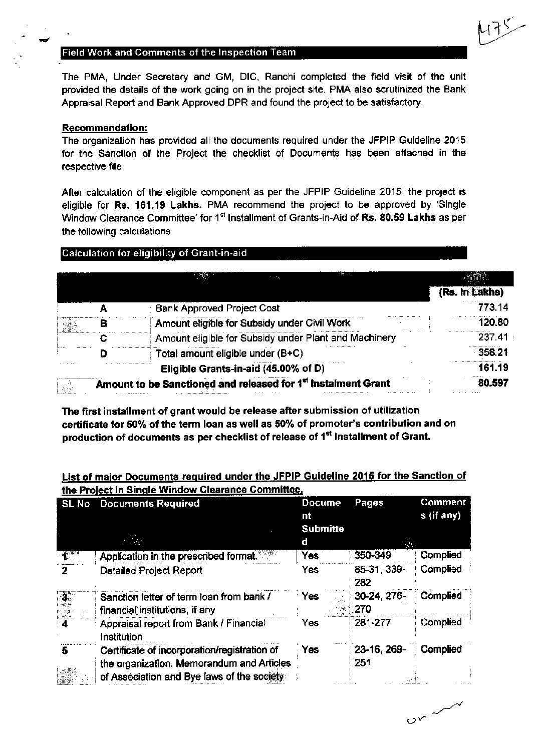## Field Work and Comments of the Inspection Team

The PMA, Under Secretary and GM, DIC, Ranchi completed the field visit of the unit provided the details of the work going on in the project site. PMA also scrutinized the Bank Appraisal Report and Bank Approved DPR and found the project to be satisfactory.

**Recommendation:**

The organization has provided all the documents required under the JFPIP Guideline 2015 for the Sanction of the Project the checklist of Documents has been attached in the respective file.

After calculation of the eligible component as per the JFPIP Guideline 2015, the project is eligible for **Rs. 161.19 Lakhs.** PMA recommend the project to be approved by 'Single Window Clearance Committee' for 1st Installment of Grants-in-Aid of **Rs. 80.59 Lakhs** as per the following calculations.

## Calculation for eligibility of Grant-in-aid

| | | (Rs. In Lakhs) |
|---|---|---|
| A | Bank Approved Project Cost | 773.14 |
| B | Amount eligible for Subsidy under Civil Work | 120.80 |
| C | Amount eligible for Subsidy under Plant and Machinery | 237.41 |
| D | Total amount eligible under (B+C) | 358.21 |
| | **Eligible Grants-in-aid (45.00% of D)** | **161.19** |
| | **Amount to be Sanctioned and released for 1st Instalment Grant** | **80.597** |

**The first installment of grant would be release after submission of utilization certificate for 50% of the term loan as well as 50% of promoter's contribution and on production of documents as per checklist of release of 1st Installment of Grant.**

**List of major Documents required under the JFPIP Guideline 2015 for the Sanction of the Project in Single Window Clearance Committee.**

| SL No | Documents Required | Document Submitted | Pages | Comments (if any) |
|---|---|---|---|---|
| 1 | Application in the prescribed format. | Yes | 350-349 | Complied |
| 2 | Detailed Project Report | Yes | 85-31, 339-282 | Complied |
| 3 | Sanction letter of term loan from bank / financial institutions, if any | Yes | 30-24, 276-270 | Complied |
| 4 | Appraisal report from Bank / Financial Institution | Yes | 281-277 | Complied |
| 5 | Certificate of incorporation/registration of the organization, Memorandum and Articles of Association and Bye laws of the society | Yes | 23-16, 269-251 | Complied |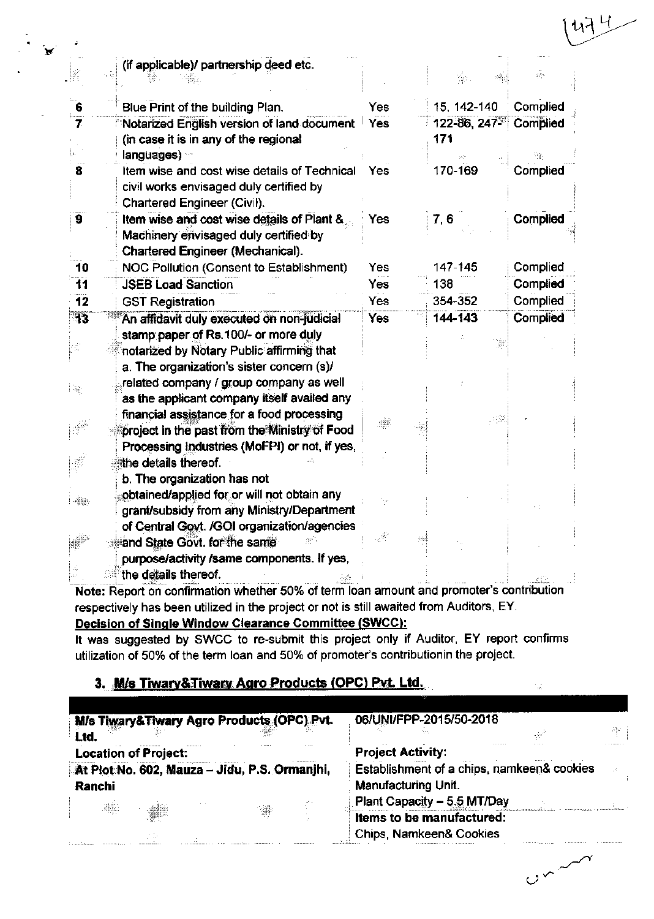|  | (if applicable)/ partnership deed etc. |  |  |  |
|---|---|---|---|---|
| 6 | Blue Print of the building Plan. | Yes | 15, 142-140 | Complied |
| 7 | Notarized English version of land document (in case it is in any of the regional languages) | Yes | 122-86, 247-171 | Complied |
| 8 | Item wise and cost wise details of Technical civil works envisaged duly certified by Chartered Engineer (Civil). | Yes | 170-169 | Complied |
| 9 | Item wise and cost wise details of Plant & Machinery envisaged duly certified by Chartered Engineer (Mechanical). | Yes | 7, 6 | Complied |
| 10 | NOC Pollution (Consent to Establishment) | Yes | 147-145 | Complied |
| 11 | JSEB Load Sanction | Yes | 138 | Complied |
| 12 | GST Registration | Yes | 354-352 | Complied |
| 13 | An affidavit duly executed on non-judicial stamp paper of Rs.100/- or more duly notarized by Notary Public affirming that a. The organization's sister concern (s)/ related company / group company as well as the applicant company itself availed any financial assistance for a food processing project in the past from the Ministry of Food Processing Industries (MoFPI) or not, if yes, the details thereof. b. The organization has not obtained/applied for or will not obtain any grant/subsidy from any Ministry/Department of Central Govt. /GOI organization/agencies and State Govt. for the same purpose/activity /same components. If yes, the details thereof. | Yes | 144-143 | Complied |

**Note:** Report on confirmation whether 50% of term loan amount and promoter's contribution respectively has been utilized in the project or not is still awaited from Auditors, EY.

**Decision of Single Window Clearance Committee (SWCC):**

It was suggested by SWCC to re-submit this project only if Auditor, EY report confirms utilization of 50% of the term loan and 50% of promoter's contributionin the project.

### 3. M/s Tiwary&Tiwary Agro Products (OPC) Pvt. Ltd.

| **M/s Tiwary&Tiwary Agro Products (OPC) Pvt. Ltd.** | 06/UNI/FPP-2015/50-2018 |
|---|---|
| **Location of Project:** | **Project Activity:** |
| **At Plot No. 602, Mauza – Jidu, P.S. Ormanjhi, Ranchi** | Establishment of a chips, namkeen& cookies Manufacturing Unit. Plant Capacity – 5.5 MT/Day **Items to be manufactured:** Chips, Namkeen& Cookies |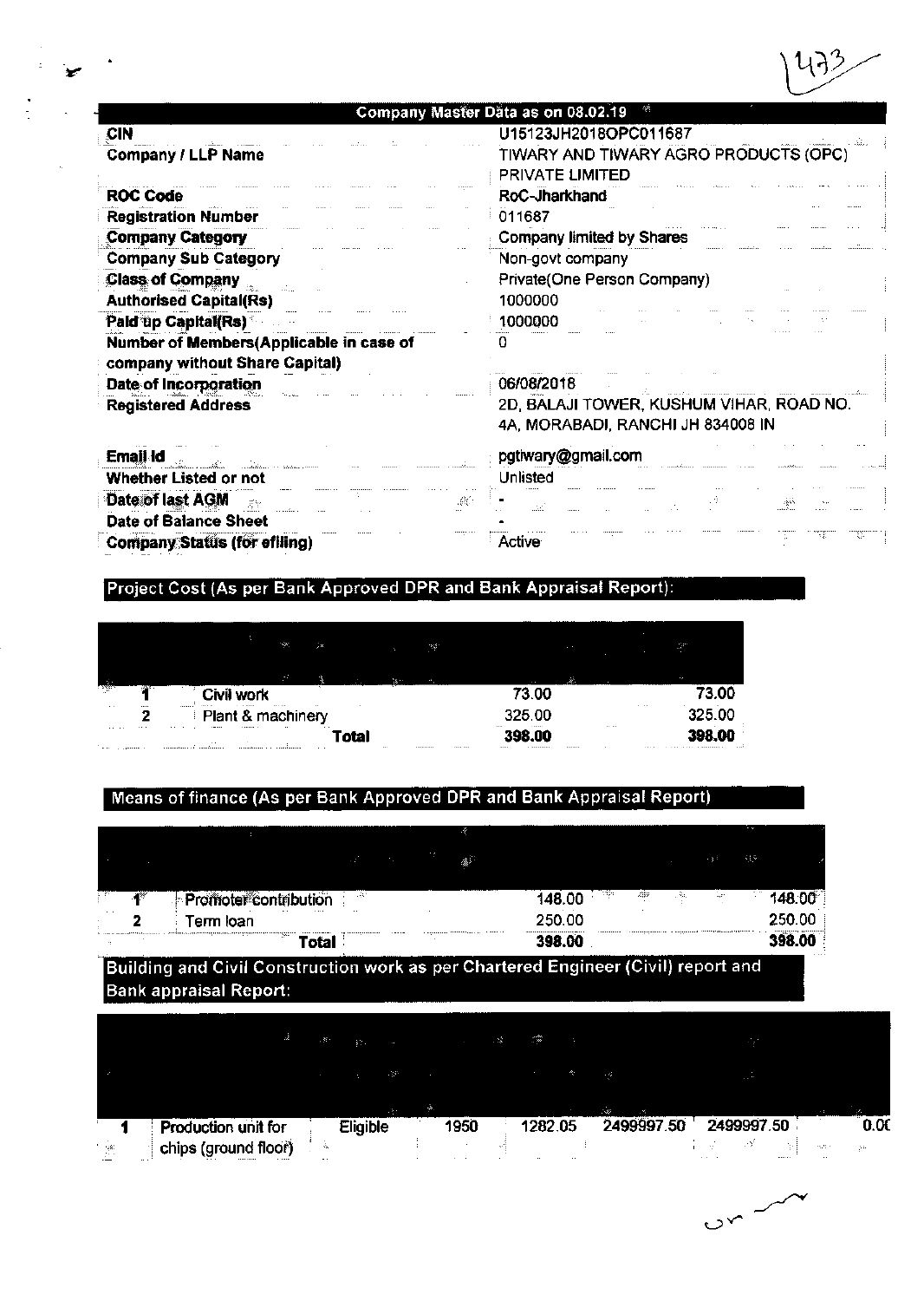| Company Master Data as on 08.02.19 | |
|---|---|
| CIN | U15123JH2018OPC011687 |
| Company / LLP Name | TIWARY AND TIWARY AGRO PRODUCTS (OPC) PRIVATE LIMITED |
| ROC Code | RoC-Jharkhand |
| Registration Number | 011687 |
| Company Category | Company limited by Shares |
| Company Sub Category | Non-govt company |
| Class of Company | Private(One Person Company) |
| Authorised Capital(Rs) | 1000000 |
| Paid up Capital(Rs) | 1000000 |
| Number of Members(Applicable in case of company without Share Capital) | 0 |
| Date of Incorporation | 06/08/2018 |
| Registered Address | 2D, BALAJI TOWER, KUSHUM VIHAR, ROAD NO. 4A, MORABADI, RANCHI JH 834008 IN |
| Email Id | pgtiwary@gmail.com |
| Whether Listed or not | Unlisted |
| Date of last AGM | - |
| Date of Balance Sheet | - |
| Company Status (for efiling) | Active |

## Project Cost (As per Bank Approved DPR and Bank Appraisal Report):

| | | | |
|---|---|---|---|
| 1 | Civil work | 73.00 | 73.00 |
| 2 | Plant & machinery | 325.00 | 325.00 |
| | **Total** | **398.00** | **398.00** |

## Means of finance (As per Bank Approved DPR and Bank Appraisal Report)

| | | | |
|---|---|---|---|
| 1 | Promoter contribution | 148.00 | 148.00 |
| 2 | Term loan | 250.00 | 250.00 |
| | **Total** | **398.00** | **398.00** |

## Building and Civil Construction work as per Chartered Engineer (Civil) report and Bank appraisal Report:

| | | | | | | | |
|---|---|---|---|---|---|---|---|
| 1 | Production unit for chips (ground floor) | Eligible | 1950 | 1282.05 | 2499997.50 | 2499997.50 | 0.00 |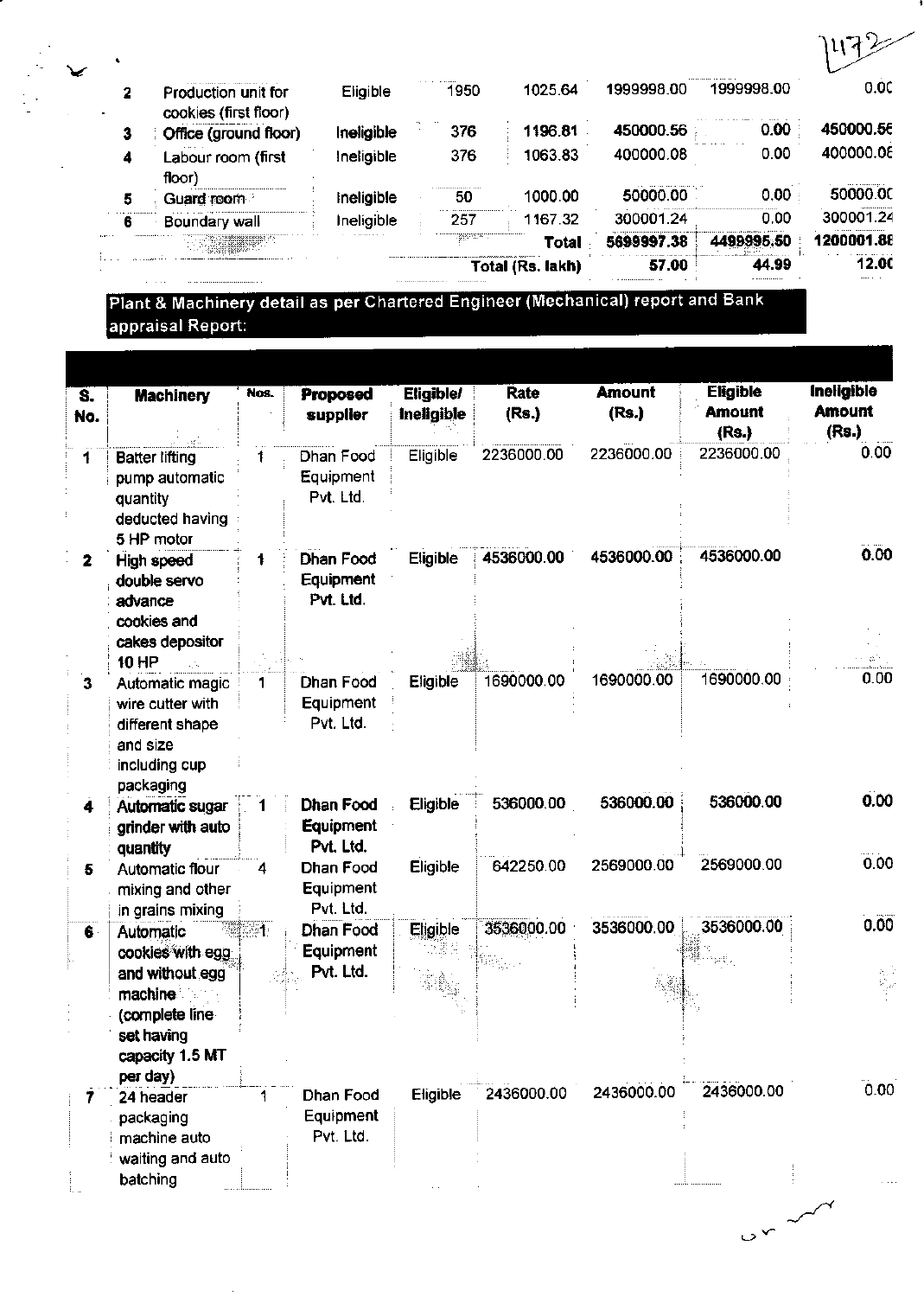| | | | | | | | |
|---|---|---|---|---|---|---|---|
| 2 | Production unit for cookies (first floor) | Eligible | 1950 | 1025.64 | 1999998.00 | 1999998.00 | 0.00 |
| 3 | Office (ground floor) | Ineligible | 376 | 1196.81 | 450000.56 | 0.00 | 450000.56 |
| 4 | Labour room (first floor) | Ineligible | 376 | 1063.83 | 400000.08 | 0.00 | 400000.08 |
| 5 | Guard room | Ineligible | 50 | 1000.00 | 50000.00 | 0.00 | 50000.00 |
| 6 | Boundary wall | Ineligible | 257 | 1167.32 | 300001.24 | 0.00 | 300001.24 |
| | | | | Total | 5699997.38 | 4499995.50 | 1200001.88 |
| | | | | Total (Rs. lakh) | 57.00 | 44.99 | 12.00 |

**Plant & Machinery detail as per Chartered Engineer (Mechanical) report and Bank appraisal Report:**

| S. No. | Machinery | Nos. | Proposed supplier | Eligible/ Ineligible | Rate (Rs.) | Amount (Rs.) | Eligible Amount (Rs.) | Ineligible Amount (Rs.) |
|---|---|---|---|---|---|---|---|---|
| 1 | Batter lifting pump automatic quantity deducted having 5 HP motor | 1 | Dhan Food Equipment Pvt. Ltd. | Eligible | 2236000.00 | 2236000.00 | 2236000.00 | 0.00 |
| 2 | High speed double servo advance cookies and cakes depositor 10 HP | 1 | Dhan Food Equipment Pvt. Ltd. | Eligible | 4536000.00 | 4536000.00 | 4536000.00 | 0.00 |
| 3 | Automatic magic wire cutter with different shape and size including cup packaging | 1 | Dhan Food Equipment Pvt. Ltd. | Eligible | 1690000.00 | 1690000.00 | 1690000.00 | 0.00 |
| 4 | Automatic sugar grinder with auto quantity | 1 | Dhan Food Equipment Pvt. Ltd. | Eligible | 536000.00 | 536000.00 | 536000.00 | 0.00 |
| 5 | Automatic flour mixing and other in grains mixing | 4 | Dhan Food Equipment Pvt. Ltd. | Eligible | 642250.00 | 2569000.00 | 2569000.00 | 0.00 |
| 6 | Automatic cookies with egg and without egg machine (complete line set having capacity 1.5 MT per day) | 1 | Dhan Food Equipment Pvt. Ltd. | Eligible | 3536000.00 | 3536000.00 | 3536000.00 | 0.00 |
| 7 | 24 header packaging machine auto waiting and auto batching | 1 | Dhan Food Equipment Pvt. Ltd. | Eligible | 2436000.00 | 2436000.00 | 2436000.00 | 0.00 |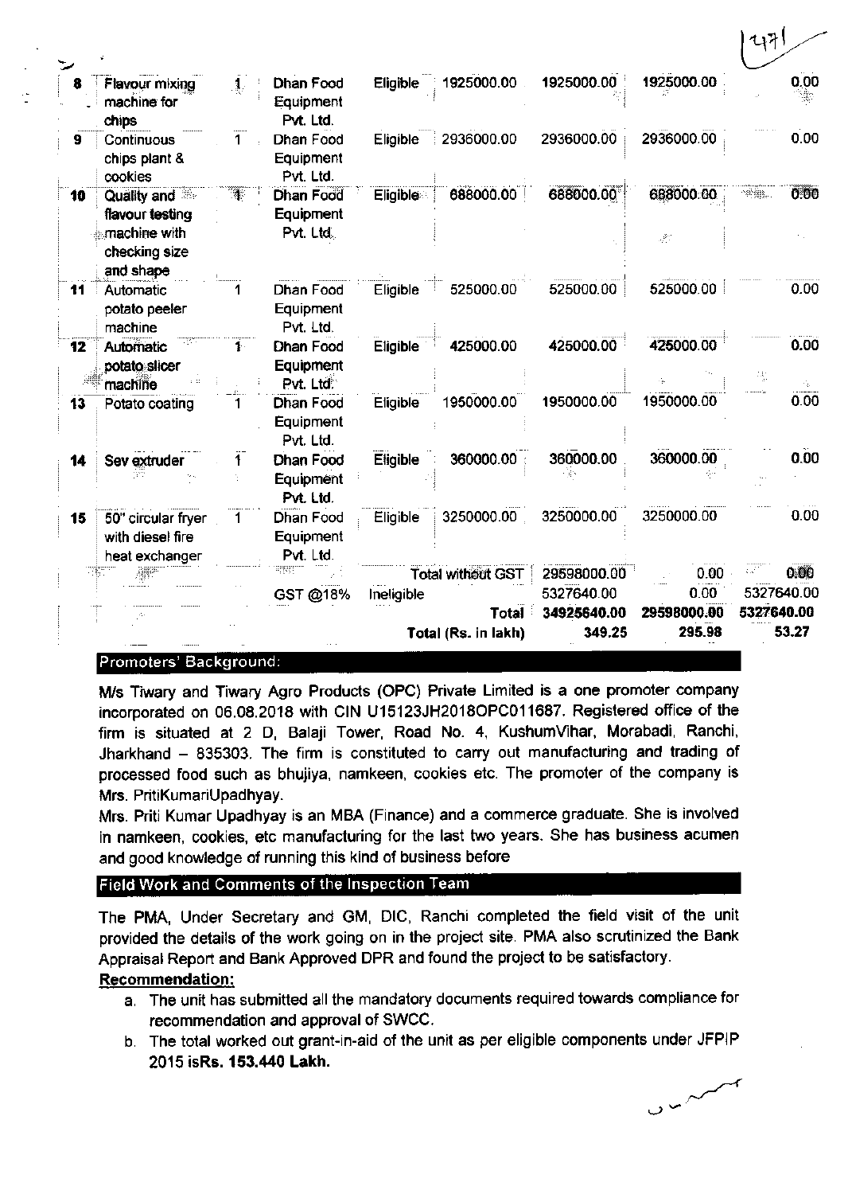| 8 | Flavour mixing machine for chips | 1 | Dhan Food Equipment Pvt. Ltd. | Eligible | 1925000.00 | 1925000.00 | 1925000.00 | 0.00 |
|---|---|---|---|---|---|---|---|---|
| 9 | Continuous chips plant & cookies | 1 | Dhan Food Equipment Pvt. Ltd. | Eligible | 2936000.00 | 2936000.00 | 2936000.00 | 0.00 |
| 10 | Quality and flavour testing machine with checking size and shape | 1 | Dhan Food Equipment Pvt. Ltd. | Eligible | 688000.00 | 688000.00 | 688000.00 | 0.00 |
| 11 | Automatic potato peeler machine | 1 | Dhan Food Equipment Pvt. Ltd. | Eligible | 525000.00 | 525000.00 | 525000.00 | 0.00 |
| 12 | Automatic potato slicer machine | 1 | Dhan Food Equipment Pvt. Ltd. | Eligible | 425000.00 | 425000.00 | 425000.00 | 0.00 |
| 13 | Potato coating | 1 | Dhan Food Equipment Pvt. Ltd. | Eligible | 1950000.00 | 1950000.00 | 1950000.00 | 0.00 |
| 14 | Sev extruder | 1 | Dhan Food Equipment Pvt. Ltd. | Eligible | 360000.00 | 360000.00 | 360000.00 | 0.00 |
| 15 | 50" circular fryer with diesel fire heat exchanger | 1 | Dhan Food Equipment Pvt. Ltd. | Eligible | 3250000.00 | 3250000.00 | 3250000.00 | 0.00 |
| | | | | | Total without GST | 29598000.00 | 0.00 | 0.00 |
| | | | GST @18% | Ineligible | | 5327640.00 | 0.00 | 5327640.00 |
| | | | | | Total | 34925640.00 | 29598000.00 | 5327640.00 |
| | | | | | Total (Rs. in lakh) | 349.25 | 295.98 | 53.27 |

## Promoters' Background:

M/s Tiwary and Tiwary Agro Products (OPC) Private Limited is a one promoter company incorporated on 06.08.2018 with CIN U15123JH2018OPC011687. Registered office of the firm is situated at 2 D, Balaji Tower, Road No. 4, KushumVihar, Morabadi, Ranchi, Jharkhand – 835303. The firm is constituted to carry out manufacturing and trading of processed food such as bhujiya, namkeen, cookies etc. The promoter of the company is Mrs. PritiKumariUpadhyay.

Mrs. Priti Kumar Upadhyay is an MBA (Finance) and a commerce graduate. She is involved in namkeen, cookies, etc manufacturing for the last two years. She has business acumen and good knowledge of running this kind of business before

## Field Work and Comments of the Inspection Team

The PMA, Under Secretary and GM, DIC, Ranchi completed the field visit of the unit provided the details of the work going on in the project site. PMA also scrutinized the Bank Appraisal Report and Bank Approved DPR and found the project to be satisfactory.

**Recommendation:**

a. The unit has submitted all the mandatory documents required towards compliance for recommendation and approval of SWCC.
b. The total worked out grant-in-aid of the unit as per eligible components under JFPIP 2015 is**Rs. 153.440 Lakh.**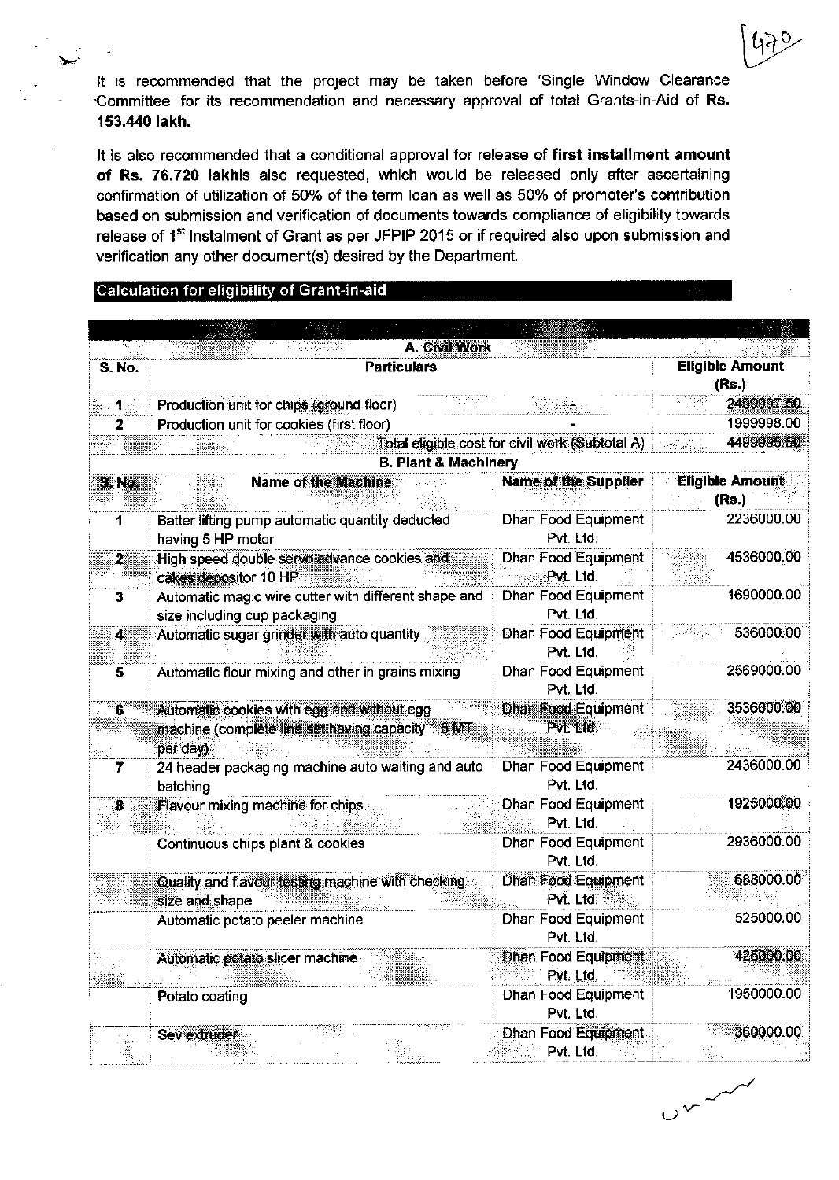It is recommended that the project may be taken before 'Single Window Clearance Committee' for its recommendation and necessary approval of total Grants-in-Aid of **Rs. 153.440 lakh.**

It is also recommended that a conditional approval for release of **first installment amount of Rs. 76.720 lakhis** also requested, which would be released only after ascertaining confirmation of utilization of 50% of the term loan as well as 50% of promoter's contribution based on submission and verification of documents towards compliance of eligibility towards release of 1st Instalment of Grant as per JFPIP 2015 or if required also upon submission and verification any other document(s) desired by the Department.

## Calculation for eligibility of Grant-in-aid

| | **A. Civil Work** | | |
|---|---|---|---|
| **S. No.** | **Particulars** | | **Eligible Amount (Rs.)** |
| 1 | Production unit for chips (ground floor) | - | 2499997.50 |
| 2 | Production unit for cookies (first floor) | - | 1999998.00 |
| | Total eligible cost for civil work (Subtotal A) | | 4499995.50 |
| | **B. Plant & Machinery** | | |
| **S. No.** | **Name of the Machine** | **Name of the Supplier** | **Eligible Amount (Rs.)** |
| 1 | Batter lifting pump automatic quantity deducted having 5 HP motor | Dhan Food Equipment Pvt. Ltd. | 2236000.00 |
| 2 | High speed double servo advance cookies and cakes depositor 10 HP | Dhan Food Equipment Pvt. Ltd. | 4536000.00 |
| 3 | Automatic magic wire cutter with different shape and size including cup packaging | Dhan Food Equipment Pvt. Ltd. | 1690000.00 |
| 4 | Automatic sugar grinder with auto quantity | Dhan Food Equipment Pvt. Ltd. | 536000.00 |
| 5 | Automatic flour mixing and other in grains mixing | Dhan Food Equipment Pvt. Ltd. | 2569000.00 |
| 6 | Automatic cookies with egg and without egg machine (complete line set having capacity 1.5 MT per day) | Dhan Food Equipment Pvt. Ltd. | 3536000.00 |
| 7 | 24 header packaging machine auto waiting and auto batching | Dhan Food Equipment Pvt. Ltd. | 2436000.00 |
| 8 | Flavour mixing machine for chips | Dhan Food Equipment Pvt. Ltd. | 1925000.00 |
| | Continuous chips plant & cookies | Dhan Food Equipment Pvt. Ltd. | 2936000.00 |
| | Quality and flavour testing machine with checking size and shape | Dhan Food Equipment Pvt. Ltd. | 688000.00 |
| | Automatic potato peeler machine | Dhan Food Equipment Pvt. Ltd. | 525000.00 |
| | Automatic potato slicer machine | Dhan Food Equipment Pvt. Ltd. | 425000.00 |
| | Potato coating | Dhan Food Equipment Pvt. Ltd. | 1950000.00 |
| | Sev extruder | Dhan Food Equipment Pvt. Ltd. | 360000.00 |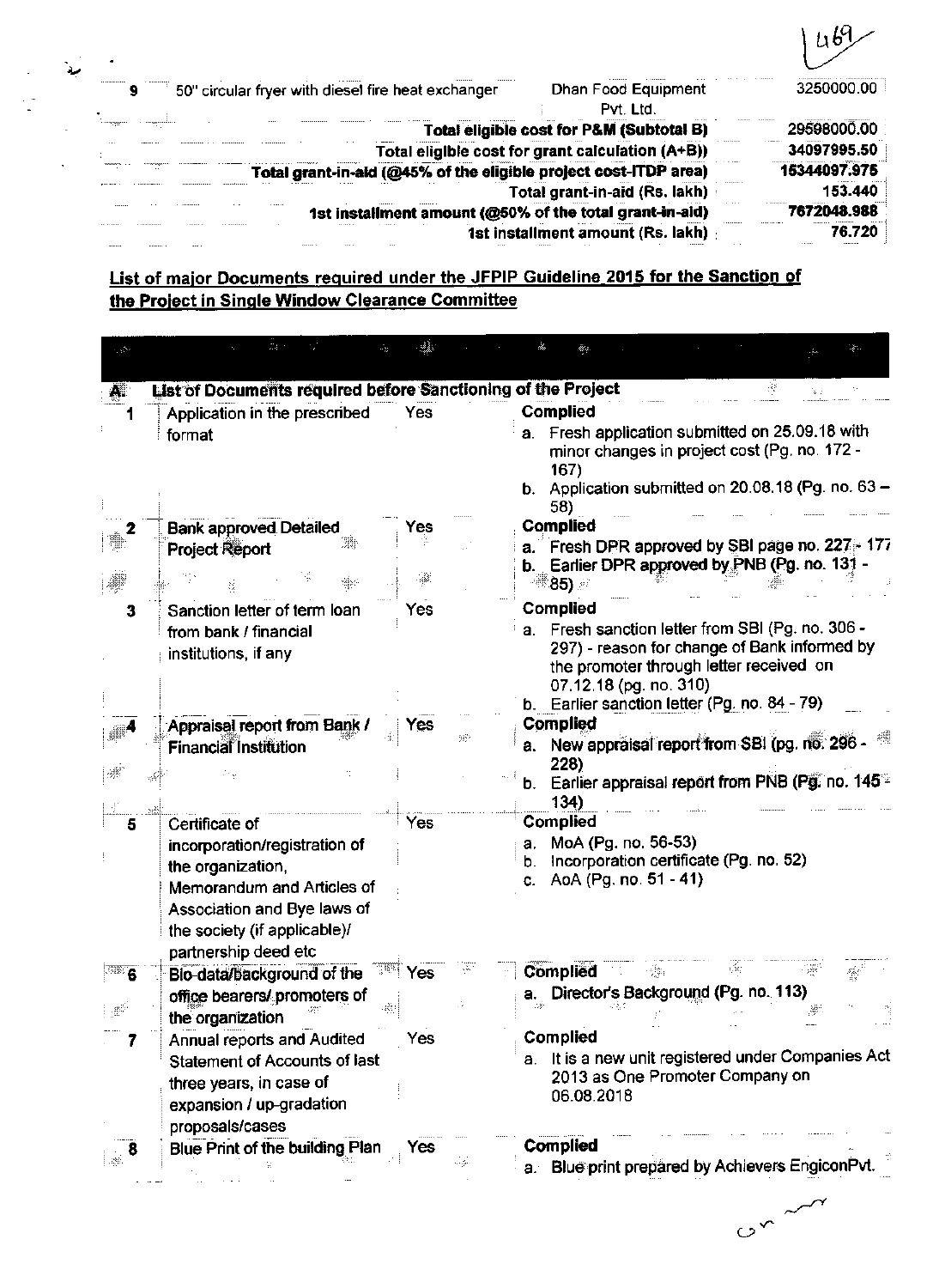| | | | |
|---|---|---|---|
| 9 | 50" circular fryer with diesel fire heat exchanger | Dhan Food Equipment Pvt. Ltd. | 3250000.00 |
| | | **Total eligible cost for P&M (Subtotal B)** | **29598000.00** |
| | | Total eligible cost for grant calculation (A+B)) | 34097995.50 |
| | | **Total grant-in-aid (@45% of the eligible project cost-ITDP area)** | **15344097.975** |
| | | Total grant-in-aid (Rs. lakh) | 153.440 |
| | | **1st installment amount (@50% of the total grant-in-aid)** | **7672048.988** |
| | | 1st installment amount (Rs. lakh) | 76.720 |

**List of major Documents required under the JFPIP Guideline 2015 for the Sanction of the Project in Single Window Clearance Committee**

| | | | |
|---|---|---|---|
| **A.** | **List of Documents required before Sanctioning of the Project** | | |
| 1 | Application in the prescribed format | Yes | **Complied**<br>a. Fresh application submitted on 25.09.18 with minor changes in project cost (Pg. no. 172 - 167)<br>b. Application submitted on 20.08.18 (Pg. no. 63 – 58) |
| 2 | Bank approved Detailed Project Report | Yes | **Complied**<br>a. Fresh DPR approved by SBI page no. 227 - 177<br>b. Earlier DPR approved by PNB (Pg. no. 131 - 85) |
| 3 | Sanction letter of term loan from bank / financial institutions, if any | Yes | **Complied**<br>a. Fresh sanction letter from SBI (Pg. no. 306 - 297) - reason for change of Bank informed by the promoter through letter received on 07.12.18 (pg. no. 310)<br>b. Earlier sanction letter (Pg. no. 84 - 79) |
| 4 | Appraisal report from Bank / Financial Institution | Yes | **Complied**<br>a. New appraisal report from SBI (pg. no. 296 - 228)<br>b. Earlier appraisal report from PNB (Pg. no. 145 - 134) |
| 5 | Certificate of incorporation/registration of the organization, Memorandum and Articles of Association and Bye laws of the society (if applicable)/ partnership deed etc | Yes | **Complied**<br>a. MoA (Pg. no. 56-53)<br>b. Incorporation certificate (Pg. no. 52)<br>c. AoA (Pg. no. 51 - 41) |
| 6 | Bio-data/background of the office bearers/ promoters of the organization | Yes | **Complied**<br>a. Director's Background (Pg. no. 113) |
| 7 | Annual reports and Audited Statement of Accounts of last three years, in case of expansion / up-gradation proposals/cases | Yes | **Complied**<br>a. It is a new unit registered under Companies Act 2013 as One Promoter Company on 06.08.2018 |
| 8 | Blue Print of the building Plan | Yes | **Complied**<br>a. Blue print prepared by Achievers EngiconPvt. |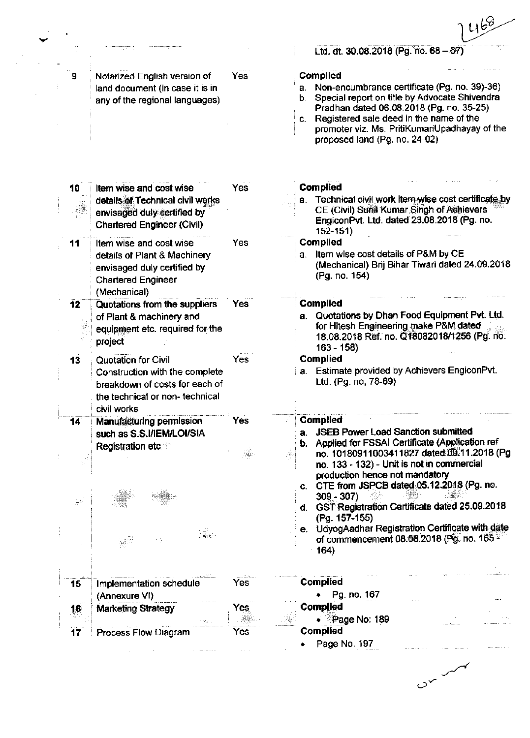| | | | |
|---|---|---|---|
| | | | Ltd. dt. 30.08.2018 (Pg. no. 68 – 67) |
| 9 | Notarized English version of land document (in case it is in any of the regional languages) | Yes | **Complied**<br>a. Non-encumbrance certificate (Pg. no. 39)-36)<br>b. Special report on title by Advocate Shivendra Pradhan dated 06.08.2018 (Pg. no. 35-25)<br>c. Registered sale deed in the name of the promoter viz. Ms. PritiKumariUpadhayay of the proposed land (Pg. no. 24-02) |
| 10 | Item wise and cost wise details of Technical civil works envisaged duly certified by Chartered Engineer (Civil) | Yes | **Complied**<br>a. Technical civil work item wise cost certificate by CE (Civil) Sunil Kumar Singh of Achievers EngiconPvt. Ltd. dated 23.08.2018 (Pg. no. 152-151) |
| 11 | Item wise and cost wise details of Plant & Machinery envisaged duly certified by Chartered Engineer (Mechanical) | Yes | **Complied**<br>a. Item wise cost details of P&M by CE (Mechanical) Brij Bihar Tiwari dated 24.09.2018 (Pg. no. 154) |
| 12 | Quotations from the suppliers of Plant & machinery and equipment etc. required for the project | Yes | **Complied**<br>a. Quotations by Dhan Food Equipment Pvt. Ltd. for Hitesh Engineering make P&M dated 18.08.2018 Ref. no. Q18082018/1256 (Pg. no. 163 - 158) |
| 13 | Quotation for Civil Construction with the complete breakdown of costs for each of the technical or non- technical civil works | Yes | **Complied**<br>a. Estimate provided by Achievers EngiconPvt. Ltd. (Pg. no, 78-69) |
| 14 | Manufacturing permission such as S.S.I/IEM/LOI/SIA Registration etc | Yes | **Complied**<br>a. JSEB Power Load Sanction submitted<br>b. Applied for FSSAI Certificate (Application ref no. 10180911003411827 dated 09.11.2018 (Pg no. 133 - 132) - Unit is not in commercial production hence not mandatory<br>c. CTE from JSPCB dated 05.12.2018 (Pg. no. 309 - 307)<br>d. GST Registration Certificate dated 25.09.2018 (Pg. 157-155)<br>e. UdyogAadhar Registration Certificate with date of commencement 08.08.2018 (Pg. no. 165 - 164) |
| 15 | Implementation schedule (Annexure VI) | Yes | **Complied**<br>• Pg. no. 167 |
| 16 | Marketing Strategy | Yes | **Complied**<br>• Page No: 189 |
| 17 | Process Flow Diagram | Yes | **Complied**<br>• Page No. 197 |